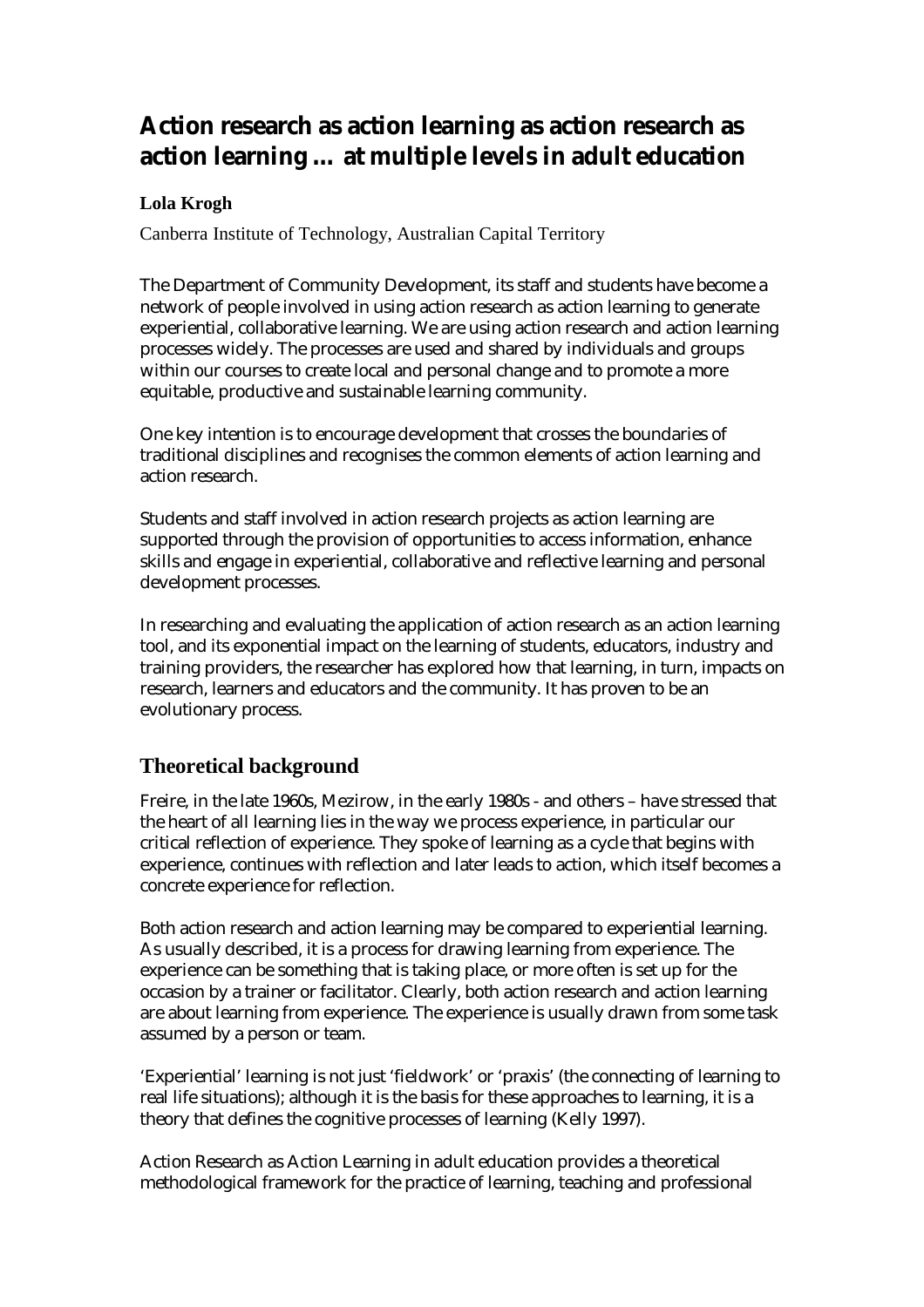# Action research as action learning as action research as action learning ... at multiple levels in adult education

**Lola Krogh**

Canberra Institute of Technology, Australian Capital Territory

The Department of Community Development, its staff and students have become a network of people involved in using action research as action learning to generate experiential, collaborative learning. We are using action research and action learning processes widely. The processes are used and shared by individuals and groups within our courses to create local and personal change and to promote a more equitable, productive and sustainable learning community.

One key intention is to encourage development that crosses the boundaries of traditional disciplines and recognises the common elements of action learning and action research.

Students and staff involved in action research projects as action learning are supported through the provision of opportunities to access information, enhance skills and engage in experiential, collaborative and reflective learning and personal development processes.

In researching and evaluating the application of action research as an action learning tool, and its exponential impact on the learning of students, educators, industry and training providers, the researcher has explored how that learning, in turn, impacts on research, learners and educators and the community. It has proven to be an evolutionary process.

## Theoretical background

Freire, in the late 1960s, Mezirow, in the early 1980s - and others – have stressed that the heart of all learning lies in the way we process experience, in particular our critical reflection of experience. They spoke of learning as a cycle that begins with experience, continues with reflection and later leads to action, which itself becomes a concrete experience for reflection.

Both action research and action learning may be compared to experiential learning. As usually described, it is a process for drawing learning from experience. The experience can be something that is taking place, or more often is set up for the occasion by a trainer or facilitator. Clearly, both action research and action learning are about learning from experience. The experience is usually drawn from some task assumed by a person or team.

'Experiential' learning is not just 'fieldwork' or 'praxis' (the connecting of learning to real life situations); although it is the basis for these approaches to learning, it is a theory that defines the cognitive processes of learning (Kelly 1997).

Action Research as Action Learning in adult education provides a theoretical methodological framework for the practice of learning, teaching and professional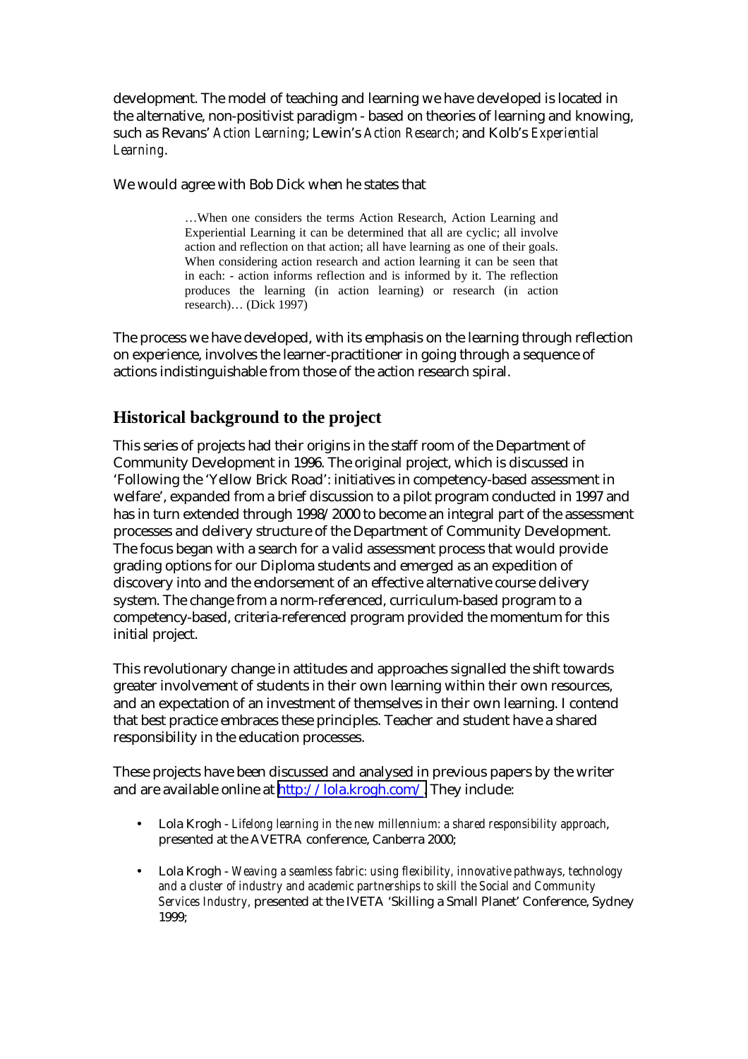development. The model of teaching and learning we have developed is located in the alternative, non-positivist paradigm - based on theories of learning and knowing, such as Revans' *Action Learning*; Lewin's *Action Research*; and Kolb's *Experiential Learning*.

We would agree with Bob Dick when he states that

> …When one considers the terms Action Research, Action Learning and Experiential Learning it can be determined that all are cyclic; all involve action and reflection on that action; all have learning as one of their goals. When considering action research and action learning it can be seen that in each: - action informs reflection and is informed by it. The reflection produces the learning (in action learning) or research (in action research)… (Dick 1997)

The process we have developed, with its emphasis on the learning through reflection on experience, involves the learner-practitioner in going through a sequence of actions indistinguishable from those of the action research spiral.

## Historical background to the project

This series of projects had their origins in the staff room of the Department of Community Development in 1996. The original project, which is discussed in 'Following the 'Yellow Brick Road': initiatives in competency-based assessment in welfare', expanded from a brief discussion to a pilot program conducted in 1997 and has in turn extended through 1998/2000 to become an integral part of the assessment processes and delivery structure of the Department of Community Development. The focus began with a search for a valid assessment process that would provide grading options for our Diploma students and emerged as an expedition of discovery into and the endorsement of an effective alternative course delivery system. The change from a norm-referenced, curriculum-based program to a competency-based, criteria-referenced program provided the momentum for this initial project.

This revolutionary change in attitudes and approaches signalled the shift towards greater involvement of students in their own learning within their own resources, and an expectation of an investment of themselves in their own learning. I contend that best practice embraces these principles. Teacher and student have a shared responsibility in the education processes.

These projects have been discussed and analysed in previous papers by the writer and are available online at http://lola.krogh.com/. They include:

- Lola Krogh - *Lifelong learning in the new millennium: a shared responsibility approach*, presented at the AVETRA conference, Canberra 2000;
- Lola Krogh - *Weaving a seamless fabric: using flexibility, innovative pathways, technology and a cluster of industry and academic partnerships to skill the Social and Community Services Industry*, presented at the IVETA 'Skilling a Small Planet' Conference, Sydney 1999;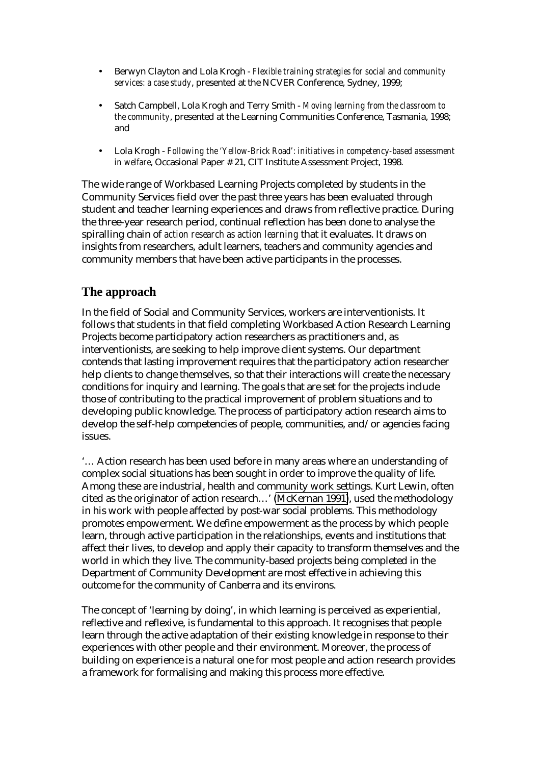- Berwyn Clayton and Lola Krogh - *Flexible training strategies for social and community services: a case study*, presented at the NCVER Conference, Sydney, 1999;
- Satch Campbell, Lola Krogh and Terry Smith - *Moving learning from the classroom to the community*, presented at the Learning Communities Conference, Tasmania, 1998; and
- Lola Krogh - *Following the 'Yellow-Brick Road': initiatives in competency-based assessment in welfare*, Occasional Paper # 21, CIT Institute Assessment Project, 1998.

The wide range of Workbased Learning Projects completed by students in the Community Services field over the past three years has been evaluated through student and teacher learning experiences and draws from reflective practice. During the three-year research period, continual reflection has been done to analyse the spiralling chain of *action research as action learning* that it evaluates. It draws on insights from researchers, adult learners, teachers and community agencies and community members that have been active participants in the processes.

## The approach

In the field of Social and Community Services, workers are interventionists. It follows that students in that field completing Workbased Action Research Learning Projects become participatory action researchers as practitioners and, as interventionists, are seeking to help improve client systems. Our department contends that lasting improvement requires that the participatory action researcher help clients to change themselves, so that their interactions will create the necessary conditions for inquiry and learning. The goals that are set for the projects include those of contributing to the practical improvement of problem situations and to developing public knowledge. The process of participatory action research aims to develop the self-help competencies of people, communities, and/or agencies facing issues.

'… Action research has been used before in many areas where an understanding of complex social situations has been sought in order to improve the quality of life. Among these are industrial, health and community work settings. Kurt Lewin, often cited as the originator of action research…' (McKernan 1991), used the methodology in his work with people affected by post-war social problems. This methodology promotes empowerment. We define empowerment as the process by which people learn, through active participation in the relationships, events and institutions that affect their lives, to develop and apply their capacity to transform themselves and the world in which they live. The community-based projects being completed in the Department of Community Development are most effective in achieving this outcome for the community of Canberra and its environs.

The concept of 'learning by doing', in which learning is perceived as experiential, reflective and reflexive, is fundamental to this approach. It recognises that people learn through the active adaptation of their existing knowledge in response to their experiences with other people and their environment. Moreover, the process of building on experience is a natural one for most people and action research provides a framework for formalising and making this process more effective.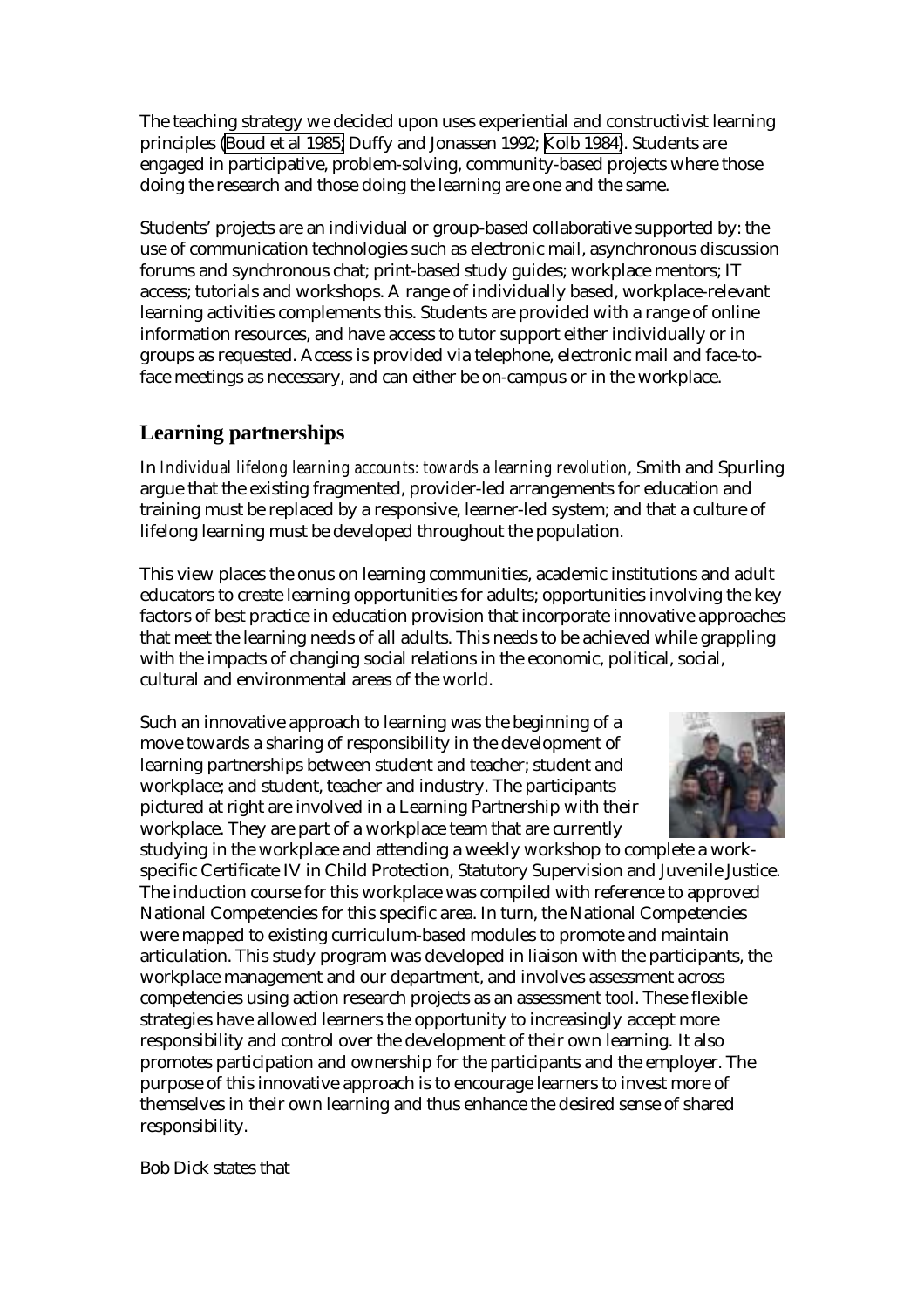The teaching strategy we decided upon uses experiential and constructivist learning principles (Boud et al 1985; Duffy and Jonassen 1992; Kolb 1984). Students are engaged in participative, problem-solving, community-based projects where those doing the research and those doing the learning are one and the same.

Students' projects are an individual or group-based collaborative supported by: the use of communication technologies such as electronic mail, asynchronous discussion forums and synchronous chat; print-based study guides; workplace mentors; IT access; tutorials and workshops. A range of individually based, workplace-relevant learning activities complements this. Students are provided with a range of online information resources, and have access to tutor support either individually or in groups as requested. Access is provided via telephone, electronic mail and face-to-face meetings as necessary, and can either be on-campus or in the workplace.

## Learning partnerships

In *Individual lifelong learning accounts: towards a learning revolution,* Smith and Spurling argue that the existing fragmented, provider-led arrangements for education and training must be replaced by a responsive, learner-led system; and that a culture of lifelong learning must be developed throughout the population.

This view places the onus on learning communities, academic institutions and adult educators to create learning opportunities for adults; opportunities involving the key factors of best practice in education provision that incorporate innovative approaches that meet the learning needs of all adults. This needs to be achieved while grappling with the impacts of changing social relations in the economic, political, social, cultural and environmental areas of the world.

Such an innovative approach to learning was the beginning of a move towards a sharing of responsibility in the development of learning partnerships between student and teacher; student and workplace; and student, teacher and industry. The participants pictured at right are involved in a Learning Partnership with their workplace. They are part of a workplace team that are currently studying in the workplace and attending a weekly workshop to complete a work-specific Certificate IV in Child Protection, Statutory Supervision and Juvenile Justice. The induction course for this workplace was compiled with reference to approved National Competencies for this specific area. In turn, the National Competencies were mapped to existing curriculum-based modules to promote and maintain articulation. This study program was developed in liaison with the participants, the workplace management and our department, and involves assessment across competencies using action research projects as an assessment tool. These flexible strategies have allowed learners the opportunity to increasingly accept more responsibility and control over the development of their own learning. It also promotes participation and ownership for the participants and the employer. The purpose of this innovative approach is to encourage learners to invest more of themselves in their own learning and thus enhance the desired sense of shared responsibility.

Bob Dick states that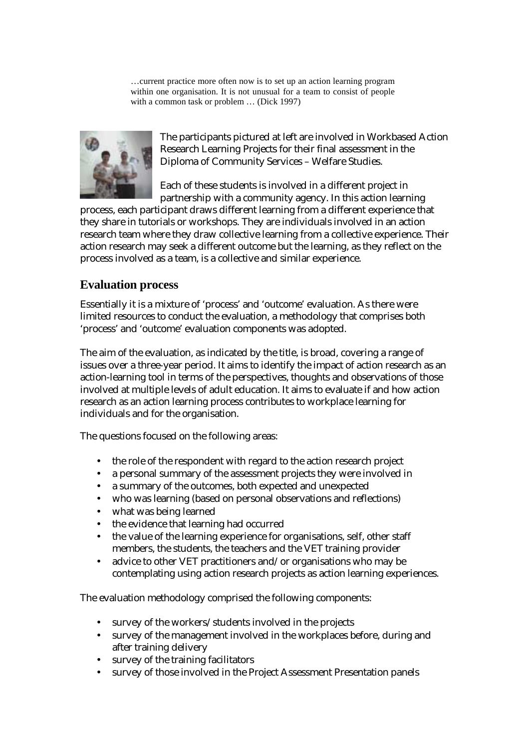…current practice more often now is to set up an action learning program within one organisation. It is not unusual for a team to consist of people with a common task or problem … (Dick 1997)

The participants pictured at left are involved in Workbased Action Research Learning Projects for their final assessment in the Diploma of Community Services – Welfare Studies.

Each of these students is involved in a different project in partnership with a community agency. In this action learning process, each participant draws different learning from a different experience that they share in tutorials or workshops. They are individuals involved in an action research team where they draw collective learning from a collective experience. Their action research may seek a different outcome but the learning, as they reflect on the process involved as a team, is a collective and similar experience.

## Evaluation process

Essentially it is a mixture of 'process' and 'outcome' evaluation. As there were limited resources to conduct the evaluation, a methodology that comprises both 'process' and 'outcome' evaluation components was adopted.

The aim of the evaluation, as indicated by the title, is broad, covering a range of issues over a three-year period. It aims to identify the impact of action research as an action-learning tool in terms of the perspectives, thoughts and observations of those involved at multiple levels of adult education. It aims to evaluate if and how action research as an action learning process contributes to workplace learning for individuals and for the organisation.

The questions focused on the following areas:

- the role of the respondent with regard to the action research project
- a personal summary of the assessment projects they were involved in
- a summary of the outcomes, both expected and unexpected
- who was learning (based on personal observations and reflections)
- what was being learned
- the evidence that learning had occurred
- the value of the learning experience for organisations, self, other staff members, the students, the teachers and the VET training provider
- advice to other VET practitioners and/or organisations who may be contemplating using action research projects as action learning experiences.

The evaluation methodology comprised the following components:

- survey of the workers/students involved in the projects
- survey of the management involved in the workplaces before, during and after training delivery
- survey of the training facilitators
- survey of those involved in the Project Assessment Presentation panels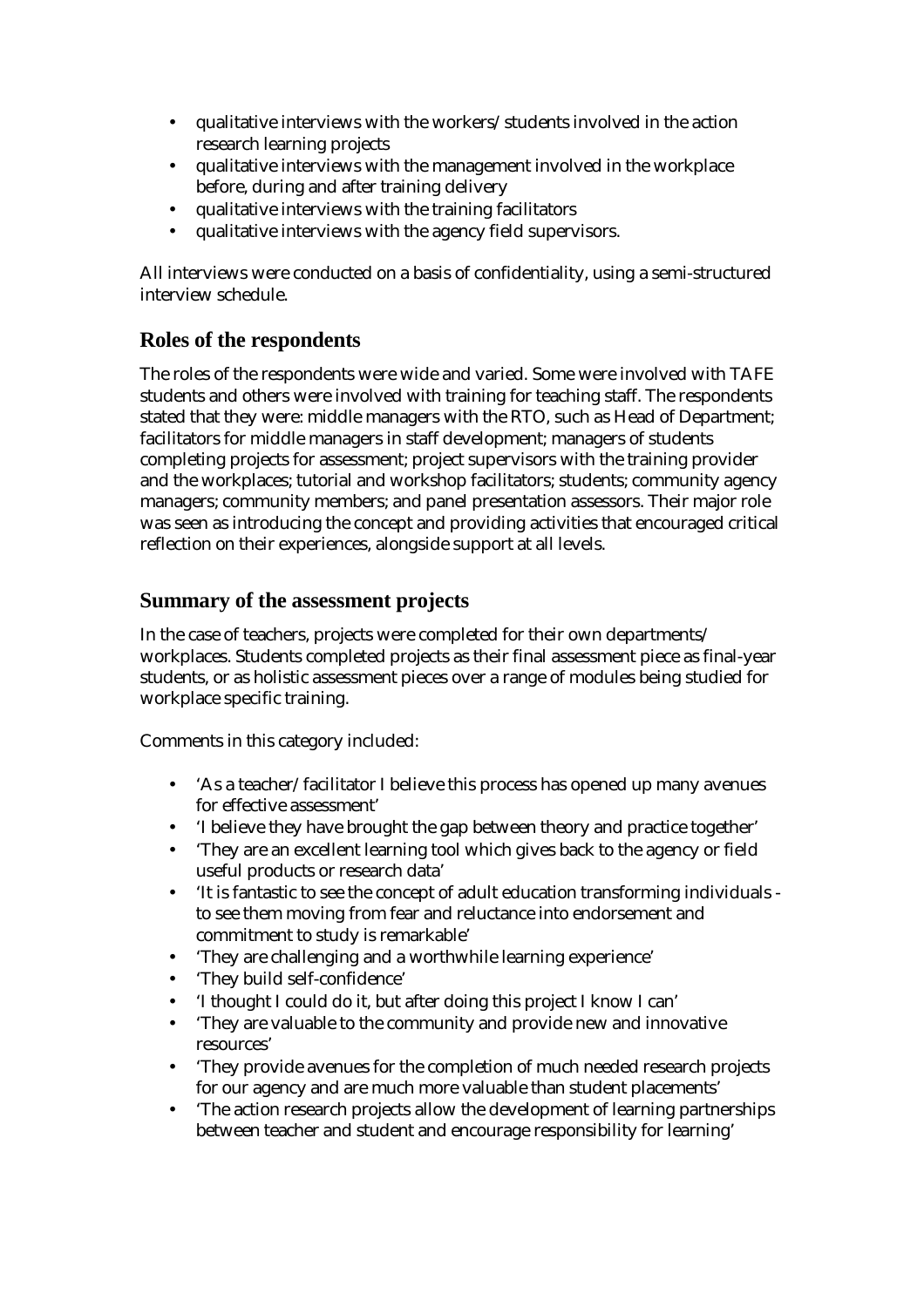- qualitative interviews with the workers/students involved in the action research learning projects
- qualitative interviews with the management involved in the workplace before, during and after training delivery
- qualitative interviews with the training facilitators
- qualitative interviews with the agency field supervisors.

All interviews were conducted on a basis of confidentiality, using a semi-structured interview schedule.

## Roles of the respondents

The roles of the respondents were wide and varied. Some were involved with TAFE students and others were involved with training for teaching staff. The respondents stated that they were: middle managers with the RTO, such as Head of Department; facilitators for middle managers in staff development; managers of students completing projects for assessment; project supervisors with the training provider and the workplaces; tutorial and workshop facilitators; students; community agency managers; community members; and panel presentation assessors. Their major role was seen as introducing the concept and providing activities that encouraged critical reflection on their experiences, alongside support at all levels.

## Summary of the assessment projects

In the case of teachers, projects were completed for their own departments/ workplaces. Students completed projects as their final assessment piece as final-year students, or as holistic assessment pieces over a range of modules being studied for workplace specific training.

Comments in this category included:

- 'As a teacher/facilitator I believe this process has opened up many avenues for effective assessment'
- 'I believe they have brought the gap between theory and practice together'
- 'They are an excellent learning tool which gives back to the agency or field useful products or research data'
- 'It is fantastic to see the concept of adult education transforming individuals - to see them moving from fear and reluctance into endorsement and commitment to study is remarkable'
- 'They are challenging and a worthwhile learning experience'
- 'They build self-confidence'
- 'I thought I could do it, but after doing this project I know I can'
- 'They are valuable to the community and provide new and innovative resources'
- 'They provide avenues for the completion of much needed research projects for our agency and are much more valuable than student placements'
- 'The action research projects allow the development of learning partnerships between teacher and student and encourage responsibility for learning'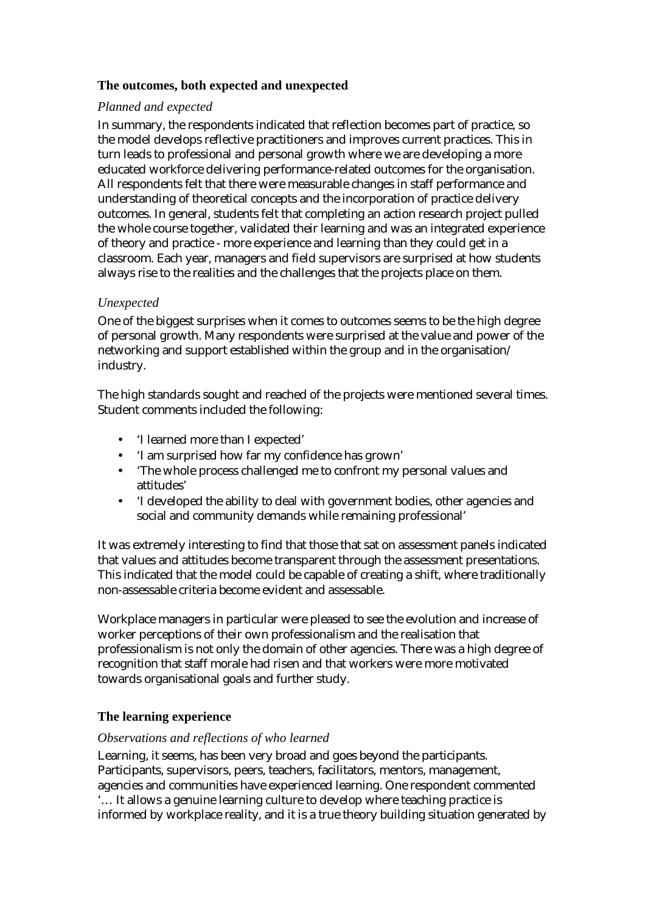## The outcomes, both expected and unexpected

### *Planned and expected*

In summary, the respondents indicated that reflection becomes part of practice, so the model develops reflective practitioners and improves current practices. This in turn leads to professional and personal growth where we are developing a more educated workforce delivering performance-related outcomes for the organisation. All respondents felt that there were measurable changes in staff performance and understanding of theoretical concepts and the incorporation of practice delivery outcomes. In general, students felt that completing an action research project pulled the whole course together, validated their learning and was an integrated experience of theory and practice - more experience and learning than they could get in a classroom. Each year, managers and field supervisors are surprised at how students always rise to the realities and the challenges that the projects place on them.

### *Unexpected*

One of the biggest surprises when it comes to outcomes seems to be the high degree of personal growth. Many respondents were surprised at the value and power of the networking and support established within the group and in the organisation/ industry.

The high standards sought and reached of the projects were mentioned several times. Student comments included the following:

- 'I learned more than I expected'
- 'I am surprised how far my confidence has grown'
- 'The whole process challenged me to confront my personal values and attitudes'
- 'I developed the ability to deal with government bodies, other agencies and social and community demands while remaining professional'

It was extremely interesting to find that those that sat on assessment panels indicated that values and attitudes become transparent through the assessment presentations. This indicated that the model could be capable of creating a shift, where traditionally non-assessable criteria become evident and assessable.

Workplace managers in particular were pleased to see the evolution and increase of worker perceptions of their own professionalism and the realisation that professionalism is not only the domain of other agencies. There was a high degree of recognition that staff morale had risen and that workers were more motivated towards organisational goals and further study.

## The learning experience

### *Observations and reflections of who learned*

Learning, it seems, has been very broad and goes beyond the participants. Participants, supervisors, peers, teachers, facilitators, mentors, management, agencies and communities have experienced learning. One respondent commented '… It allows a genuine learning culture to develop where teaching practice is informed by workplace reality, and it is a true theory building situation generated by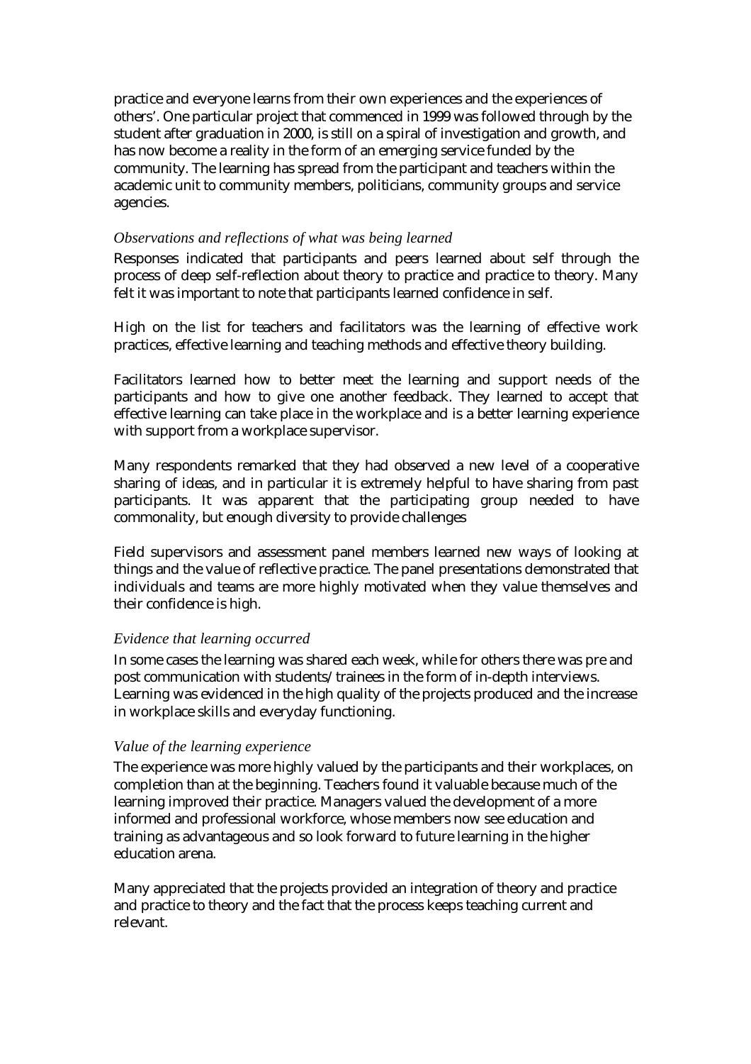practice and everyone learns from their own experiences and the experiences of others'. One particular project that commenced in 1999 was followed through by the student after graduation in 2000, is still on a spiral of investigation and growth, and has now become a reality in the form of an emerging service funded by the community. The learning has spread from the participant and teachers within the academic unit to community members, politicians, community groups and service agencies.

*Observations and reflections of what was being learned*

Responses indicated that participants and peers learned about self through the process of deep self-reflection about theory to practice and practice to theory. Many felt it was important to note that participants learned confidence in self.

High on the list for teachers and facilitators was the learning of effective work practices, effective learning and teaching methods and effective theory building.

Facilitators learned how to better meet the learning and support needs of the participants and how to give one another feedback. They learned to accept that effective learning can take place in the workplace and is a better learning experience with support from a workplace supervisor.

Many respondents remarked that they had observed a new level of a cooperative sharing of ideas, and in particular it is extremely helpful to have sharing from past participants. It was apparent that the participating group needed to have commonality, but enough diversity to provide challenges

Field supervisors and assessment panel members learned new ways of looking at things and the value of reflective practice. The panel presentations demonstrated that individuals and teams are more highly motivated when they value themselves and their confidence is high.

*Evidence that learning occurred*

In some cases the learning was shared each week, while for others there was pre and post communication with students/trainees in the form of in-depth interviews. Learning was evidenced in the high quality of the projects produced and the increase in workplace skills and everyday functioning.

*Value of the learning experience*

The experience was more highly valued by the participants and their workplaces, on completion than at the beginning. Teachers found it valuable because much of the learning improved their practice. Managers valued the development of a more informed and professional workforce, whose members now see education and training as advantageous and so look forward to future learning in the higher education arena.

Many appreciated that the projects provided an integration of theory and practice and practice to theory and the fact that the process keeps teaching current and relevant.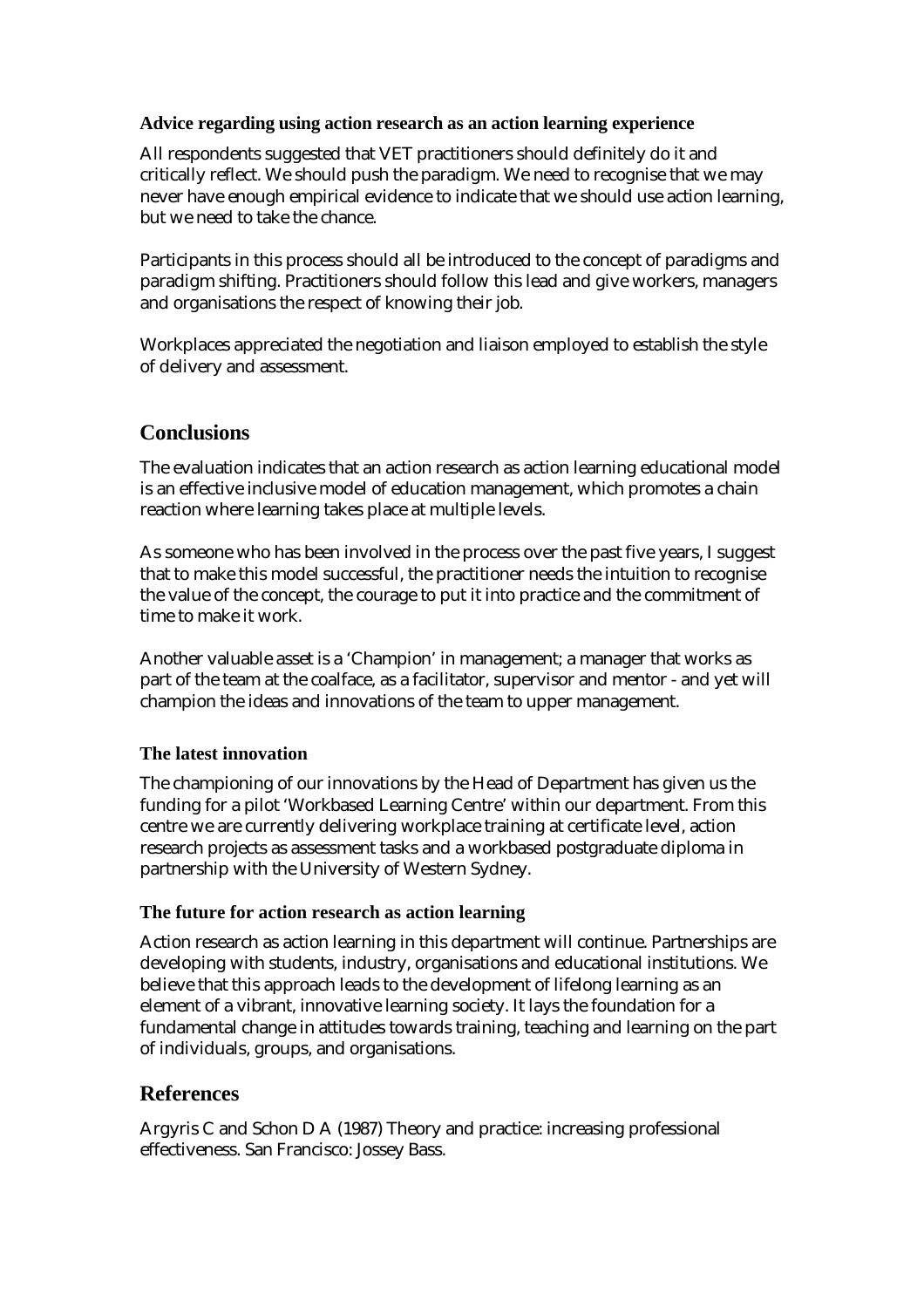### Advice regarding using action research as an action learning experience

All respondents suggested that VET practitioners should definitely do it and critically reflect. We should push the paradigm. We need to recognise that we may never have enough empirical evidence to indicate that we should use action learning, but we need to take the chance.

Participants in this process should all be introduced to the concept of paradigms and paradigm shifting. Practitioners should follow this lead and give workers, managers and organisations the respect of knowing their job.

Workplaces appreciated the negotiation and liaison employed to establish the style of delivery and assessment.

## Conclusions

The evaluation indicates that an action research as action learning educational model is an effective inclusive model of education management, which promotes a chain reaction where learning takes place at multiple levels.

As someone who has been involved in the process over the past five years, I suggest that to make this model successful, the practitioner needs the intuition to recognise the value of the concept, the courage to put it into practice and the commitment of time to make it work.

Another valuable asset is a 'Champion' in management; a manager that works as part of the team at the coalface, as a facilitator, supervisor and mentor - and yet will champion the ideas and innovations of the team to upper management.

### The latest innovation

The championing of our innovations by the Head of Department has given us the funding for a pilot 'Workbased Learning Centre' within our department. From this centre we are currently delivering workplace training at certificate level, action research projects as assessment tasks and a workbased postgraduate diploma in partnership with the University of Western Sydney.

### The future for action research as action learning

Action research as action learning in this department will continue. Partnerships are developing with students, industry, organisations and educational institutions. We believe that this approach leads to the development of lifelong learning as an element of a vibrant, innovative learning society. It lays the foundation for a fundamental change in attitudes towards training, teaching and learning on the part of individuals, groups, and organisations.

## References

Argyris C and Schon D A (1987) Theory and practice: increasing professional effectiveness. San Francisco: Jossey Bass.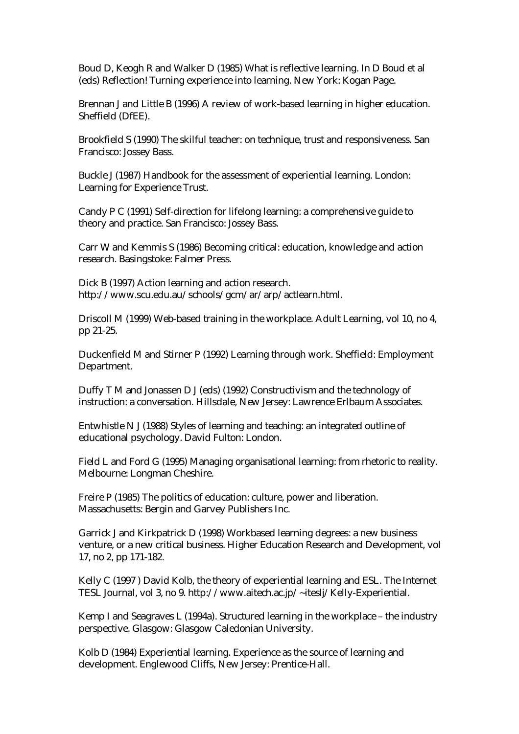Boud D, Keogh R and Walker D (1985) What is reflective learning. In D Boud et al (eds) Reflection! Turning experience into learning. New York: Kogan Page.

Brennan J and Little B (1996) A review of work-based learning in higher education. Sheffield (DfEE).

Brookfield S (1990) The skilful teacher: on technique, trust and responsiveness. San Francisco: Jossey Bass.

Buckle J (1987) Handbook for the assessment of experiential learning. London: Learning for Experience Trust.

Candy P C (1991) Self-direction for lifelong learning: a comprehensive guide to theory and practice. San Francisco: Jossey Bass.

Carr W and Kemmis S (1986) Becoming critical: education, knowledge and action research. Basingstoke: Falmer Press.

Dick B (1997) Action learning and action research. http://www.scu.edu.au/schools/gcm/ar/arp/actlearn.html.

Driscoll M (1999) Web-based training in the workplace. Adult Learning, vol 10, no 4, pp 21-25.

Duckenfield M and Stirner P (1992) Learning through work. Sheffield: Employment Department.

Duffy T M and Jonassen D J (eds) (1992) Constructivism and the technology of instruction: a conversation. Hillsdale, New Jersey: Lawrence Erlbaum Associates.

Entwhistle N J (1988) Styles of learning and teaching: an integrated outline of educational psychology. David Fulton: London.

Field L and Ford G (1995) Managing organisational learning: from rhetoric to reality. Melbourne: Longman Cheshire.

Freire P (1985) The politics of education: culture, power and liberation. Massachusetts: Bergin and Garvey Publishers Inc.

Garrick J and Kirkpatrick D (1998) Workbased learning degrees: a new business venture, or a new critical business. Higher Education Research and Development, vol 17, no 2, pp 171-182.

Kelly C (1997 ) David Kolb, the theory of experiential learning and ESL. The Internet TESL Journal, vol 3, no 9. http://www.aitech.ac.jp/~iteslj/Kelly-Experiential.

Kemp I and Seagraves L (1994a). Structured learning in the workplace – the industry perspective. Glasgow: Glasgow Caledonian University.

Kolb D (1984) Experiential learning. Experience as the source of learning and development. Englewood Cliffs, New Jersey: Prentice-Hall.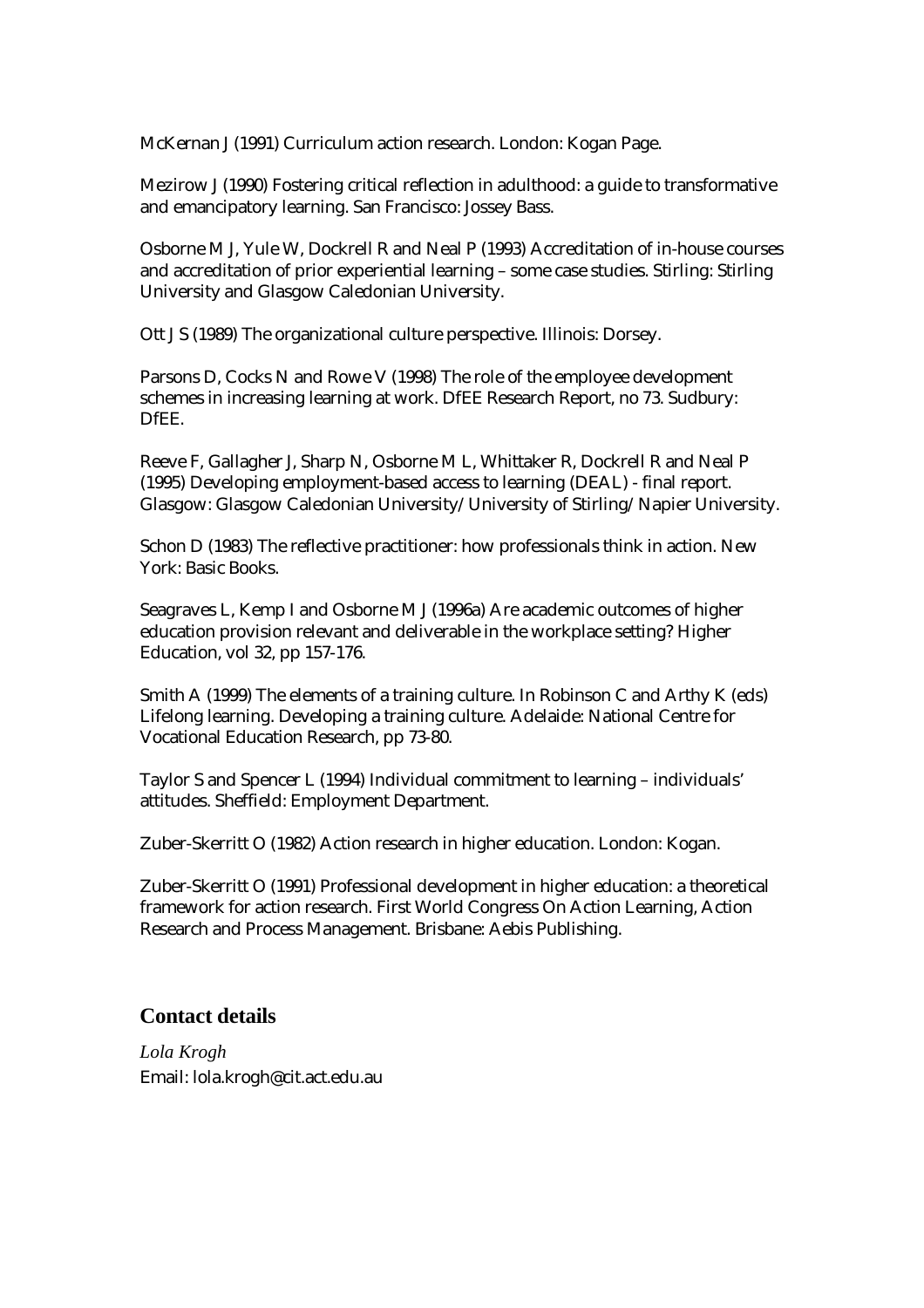McKernan J (1991) Curriculum action research. London: Kogan Page.

Mezirow J (1990) Fostering critical reflection in adulthood: a guide to transformative and emancipatory learning. San Francisco: Jossey Bass.

Osborne M J, Yule W, Dockrell R and Neal P (1993) Accreditation of in-house courses and accreditation of prior experiential learning – some case studies. Stirling: Stirling University and Glasgow Caledonian University.

Ott J S (1989) The organizational culture perspective. Illinois: Dorsey.

Parsons D, Cocks N and Rowe V (1998) The role of the employee development schemes in increasing learning at work. DfEE Research Report, no 73. Sudbury: DfEE.

Reeve F, Gallagher J, Sharp N, Osborne M L, Whittaker R, Dockrell R and Neal P (1995) Developing employment-based access to learning (DEAL) - final report. Glasgow: Glasgow Caledonian University/University of Stirling/Napier University.

Schon D (1983) The reflective practitioner: how professionals think in action. New York: Basic Books.

Seagraves L, Kemp I and Osborne M J (1996a) Are academic outcomes of higher education provision relevant and deliverable in the workplace setting? Higher Education, vol 32, pp 157-176.

Smith A (1999) The elements of a training culture. In Robinson C and Arthy K (eds) Lifelong learning. Developing a training culture. Adelaide: National Centre for Vocational Education Research, pp 73-80.

Taylor S and Spencer L (1994) Individual commitment to learning – individuals' attitudes. Sheffield: Employment Department.

Zuber-Skerritt O (1982) Action research in higher education. London: Kogan.

Zuber-Skerritt O (1991) Professional development in higher education: a theoretical framework for action research. First World Congress On Action Learning, Action Research and Process Management. Brisbane: Aebis Publishing.

## Contact details

*Lola Krogh*
Email: lola.krogh@cit.act.edu.au